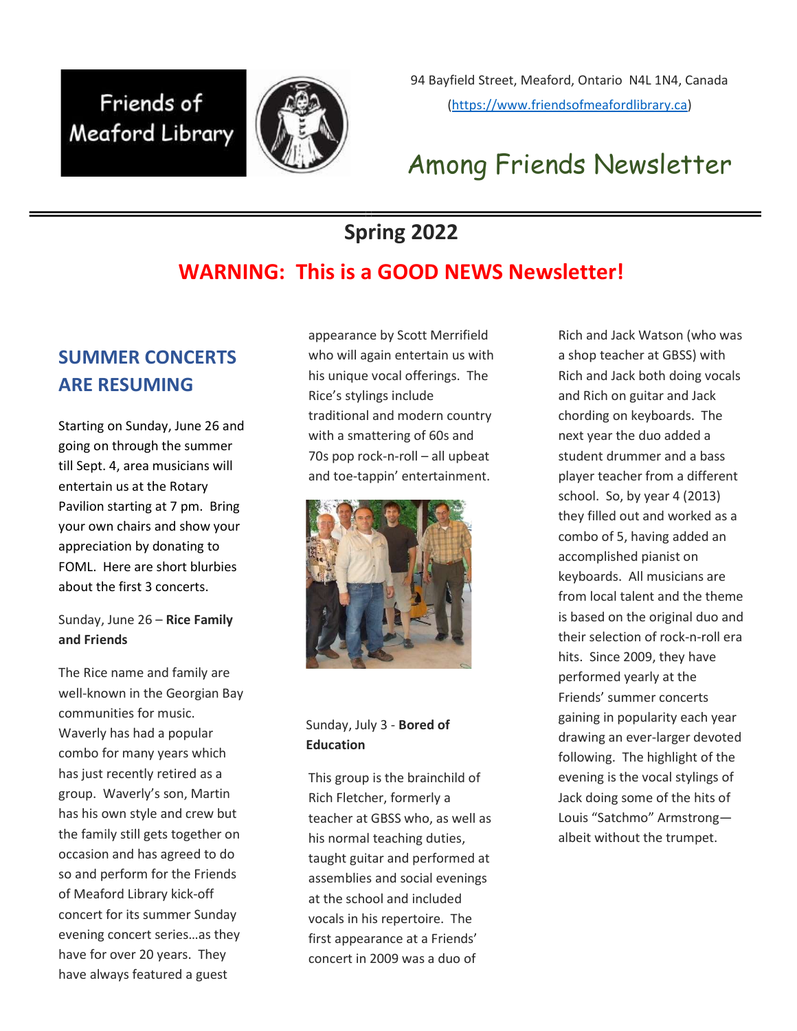Friends of Meaford Library

94 Bayfield Street, Meaford, Ontario N4L 1N4, Canada
(https://www.friendsofmeafordlibrary.ca)

# Among Friends Newsletter

## Spring 2022

## WARNING: This is a GOOD NEWS Newsletter!

### SUMMER CONCERTS ARE RESUMING

Starting on Sunday, June 26 and going on through the summer till Sept. 4, area musicians will entertain us at the Rotary Pavilion starting at 7 pm. Bring your own chairs and show your appreciation by donating to FOML. Here are short blurbies about the first 3 concerts.

Sunday, June 26 – **Rice Family and Friends**

The Rice name and family are well-known in the Georgian Bay communities for music. Waverly has had a popular combo for many years which has just recently retired as a group. Waverly's son, Martin has his own style and crew but the family still gets together on occasion and has agreed to do so and perform for the Friends of Meaford Library kick-off concert for its summer Sunday evening concert series…as they have for over 20 years. They have always featured a guest appearance by Scott Merrifield who will again entertain us with his unique vocal offerings. The Rice's stylings include traditional and modern country with a smattering of 60s and 70s pop rock-n-roll – all upbeat and toe-tappin' entertainment.

Sunday, July 3 - **Bored of Education**

This group is the brainchild of Rich Fletcher, formerly a teacher at GBSS who, as well as his normal teaching duties, taught guitar and performed at assemblies and social evenings at the school and included vocals in his repertoire. The first appearance at a Friends' concert in 2009 was a duo of Rich and Jack Watson (who was a shop teacher at GBSS) with Rich and Jack both doing vocals and Rich on guitar and Jack chording on keyboards. The next year the duo added a student drummer and a bass player teacher from a different school. So, by year 4 (2013) they filled out and worked as a combo of 5, having added an accomplished pianist on keyboards. All musicians are from local talent and the theme is based on the original duo and their selection of rock-n-roll era hits. Since 2009, they have performed yearly at the Friends' summer concerts gaining in popularity each year drawing an ever-larger devoted following. The highlight of the evening is the vocal stylings of Jack doing some of the hits of Louis "Satchmo" Armstrong—albeit without the trumpet.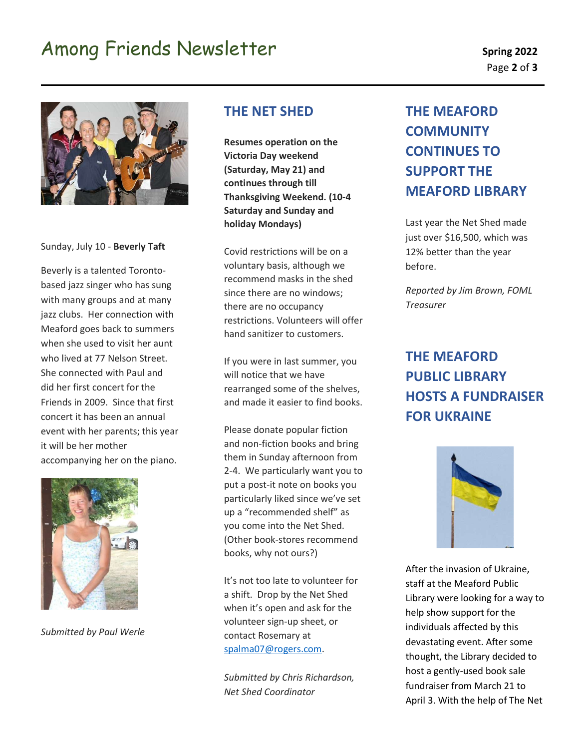Sunday, July 10 - **Beverly Taft**

Beverly is a talented Toronto-based jazz singer who has sung with many groups and at many jazz clubs. Her connection with Meaford goes back to summers when she used to visit her aunt who lived at 77 Nelson Street. She connected with Paul and did her first concert for the Friends in 2009. Since that first concert it has been an annual event with her parents; this year it will be her mother accompanying her on the piano.

*Submitted by Paul Werle*

## THE NET SHED

**Resumes operation on the Victoria Day weekend (Saturday, May 21) and continues through till Thanksgiving Weekend. (10-4 Saturday and Sunday and holiday Mondays)**

Covid restrictions will be on a voluntary basis, although we recommend masks in the shed since there are no windows; there are no occupancy restrictions. Volunteers will offer hand sanitizer to customers.

If you were in last summer, you will notice that we have rearranged some of the shelves, and made it easier to find books.

Please donate popular fiction and non-fiction books and bring them in Sunday afternoon from 2-4. We particularly want you to put a post-it note on books you particularly liked since we've set up a "recommended shelf" as you come into the Net Shed. (Other book-stores recommend books, why not ours?)

It's not too late to volunteer for a shift. Drop by the Net Shed when it's open and ask for the volunteer sign-up sheet, or contact Rosemary at spalma07@rogers.com.

*Submitted by Chris Richardson, Net Shed Coordinator*

## THE MEAFORD COMMUNITY CONTINUES TO SUPPORT THE MEAFORD LIBRARY

Last year the Net Shed made just over $16,500, which was 12% better than the year before.

*Reported by Jim Brown, FOML Treasurer*

## THE MEAFORD PUBLIC LIBRARY HOSTS A FUNDRAISER FOR UKRAINE

After the invasion of Ukraine, staff at the Meaford Public Library were looking for a way to help show support for the individuals affected by this devastating event. After some thought, the Library decided to host a gently-used book sale fundraiser from March 21 to April 3. With the help of The Net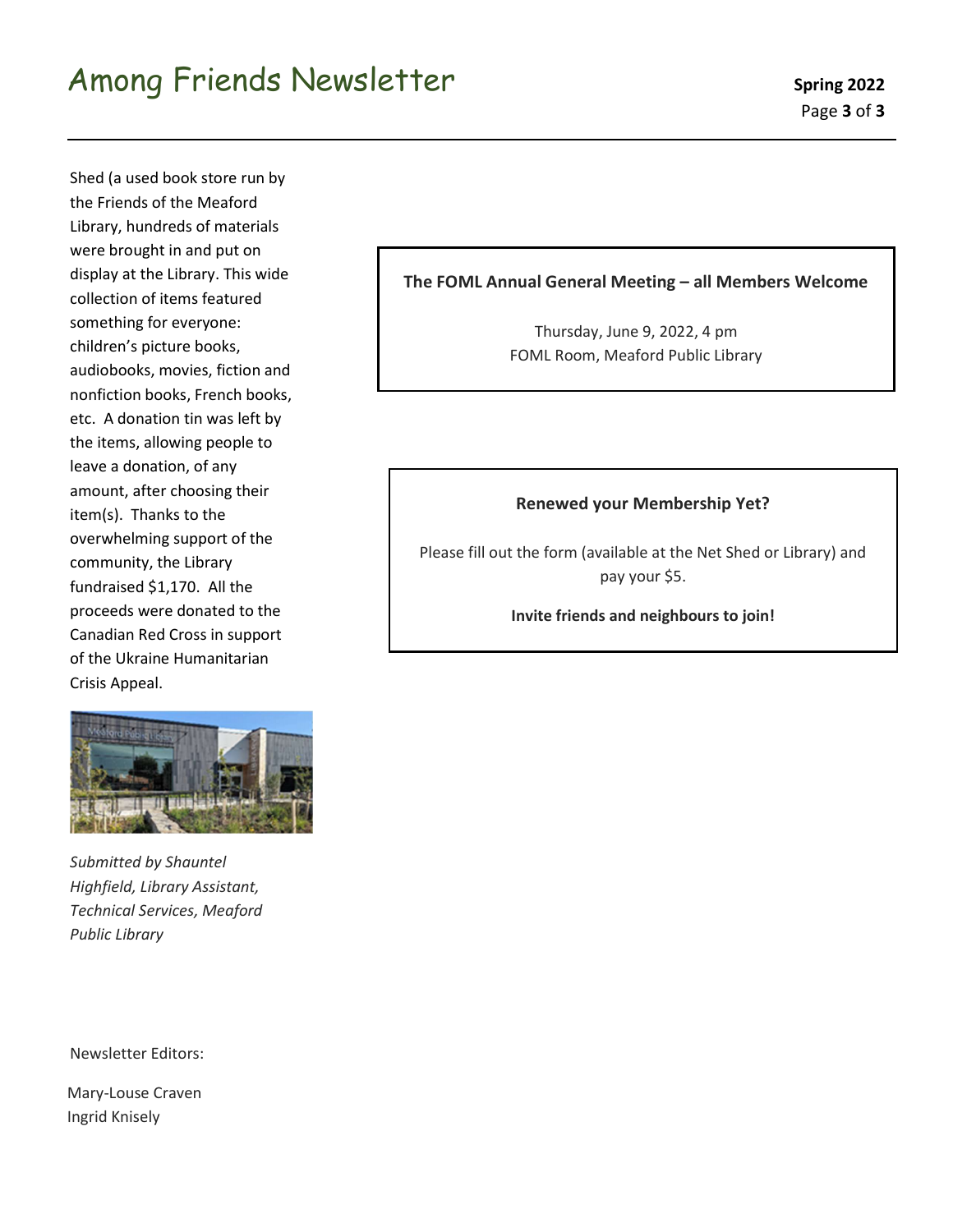Shed (a used book store run by the Friends of the Meaford Library, hundreds of materials were brought in and put on display at the Library. This wide collection of items featured something for everyone: children's picture books, audiobooks, movies, fiction and nonfiction books, French books, etc. A donation tin was left by the items, allowing people to leave a donation, of any amount, after choosing their item(s). Thanks to the overwhelming support of the community, the Library fundraised $1,170. All the proceeds were donated to the Canadian Red Cross in support of the Ukraine Humanitarian Crisis Appeal.

*Submitted by Shauntel Highfield, Library Assistant, Technical Services, Meaford Public Library*

Newsletter Editors:

Mary-Louse Craven
Ingrid Knisely

**The FOML Annual General Meeting – all Members Welcome**

Thursday, June 9, 2022, 4 pm
FOML Room, Meaford Public Library

**Renewed your Membership Yet?**

Please fill out the form (available at the Net Shed or Library) and pay your $5.

**Invite friends and neighbours to join!**